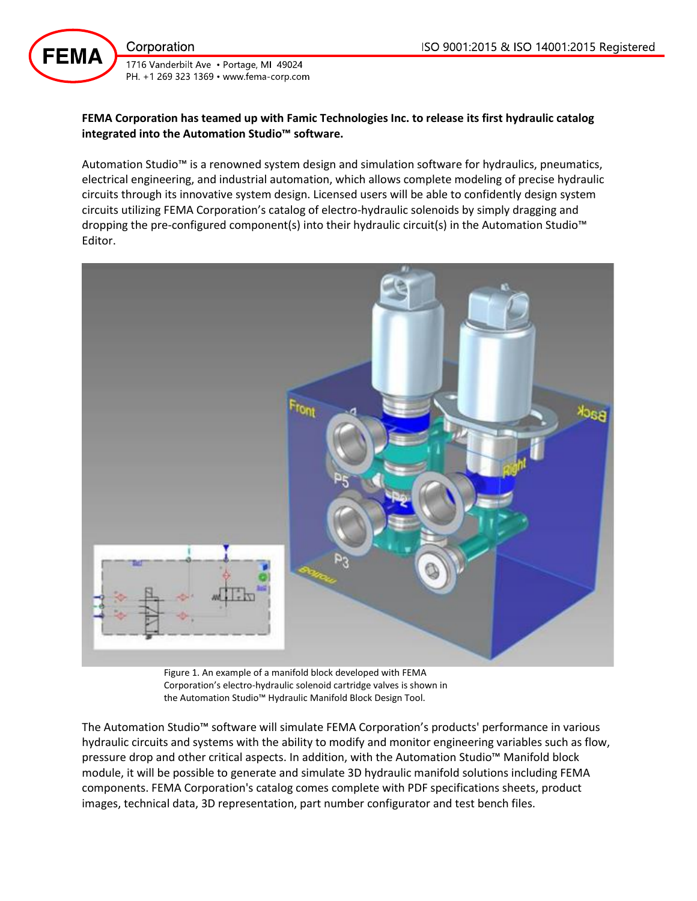**FEMA Corporation has teamed up with Famic Technologies Inc. to release its first hydraulic catalog integrated into the Automation Studio™ software.**

Automation Studio™ is a renowned system design and simulation software for hydraulics, pneumatics, electrical engineering, and industrial automation, which allows complete modeling of precise hydraulic circuits through its innovative system design. Licensed users will be able to confidently design system circuits utilizing FEMA Corporation's catalog of electro-hydraulic solenoids by simply dragging and dropping the pre-configured component(s) into their hydraulic circuit(s) in the Automation Studio™ Editor.

Figure 1. An example of a manifold block developed with FEMA Corporation's electro-hydraulic solenoid cartridge valves is shown in the Automation Studio™ Hydraulic Manifold Block Design Tool.

The Automation Studio™ software will simulate FEMA Corporation's products' performance in various hydraulic circuits and systems with the ability to modify and monitor engineering variables such as flow, pressure drop and other critical aspects. In addition, with the Automation Studio™ Manifold block module, it will be possible to generate and simulate 3D hydraulic manifold solutions including FEMA components. FEMA Corporation's catalog comes complete with PDF specifications sheets, product images, technical data, 3D representation, part number configurator and test bench files.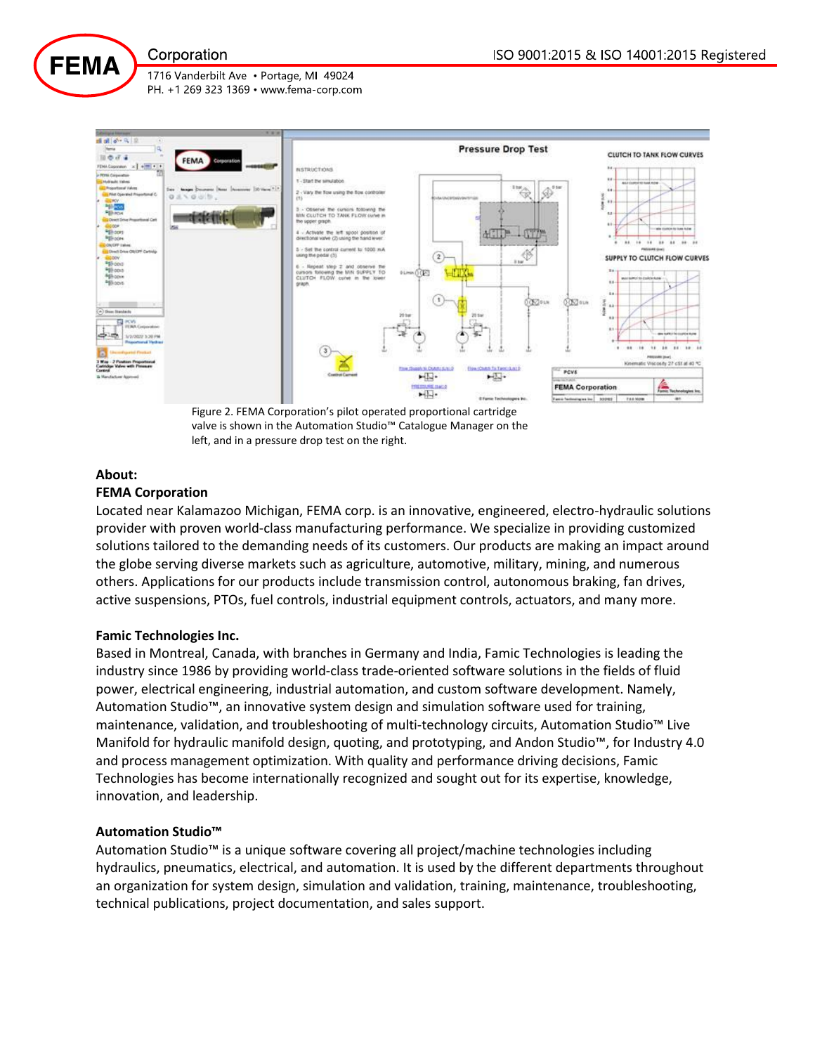Figure 2. FEMA Corporation's pilot operated proportional cartridge valve is shown in the Automation Studio™ Catalogue Manager on the left, and in a pressure drop test on the right.

## About:

### FEMA Corporation

Located near Kalamazoo Michigan, FEMA corp. is an innovative, engineered, electro-hydraulic solutions provider with proven world-class manufacturing performance. We specialize in providing customized solutions tailored to the demanding needs of its customers. Our products are making an impact around the globe serving diverse markets such as agriculture, automotive, military, mining, and numerous others. Applications for our products include transmission control, autonomous braking, fan drives, active suspensions, PTOs, fuel controls, industrial equipment controls, actuators, and many more.

### Famic Technologies Inc.

Based in Montreal, Canada, with branches in Germany and India, Famic Technologies is leading the industry since 1986 by providing world-class trade-oriented software solutions in the fields of fluid power, electrical engineering, industrial automation, and custom software development. Namely, Automation Studio™, an innovative system design and simulation software used for training, maintenance, validation, and troubleshooting of multi-technology circuits, Automation Studio™ Live Manifold for hydraulic manifold design, quoting, and prototyping, and Andon Studio™, for Industry 4.0 and process management optimization. With quality and performance driving decisions, Famic Technologies has become internationally recognized and sought out for its expertise, knowledge, innovation, and leadership.

### Automation Studio™

Automation Studio™ is a unique software covering all project/machine technologies including hydraulics, pneumatics, electrical, and automation. It is used by the different departments throughout an organization for system design, simulation and validation, training, maintenance, troubleshooting, technical publications, project documentation, and sales support.